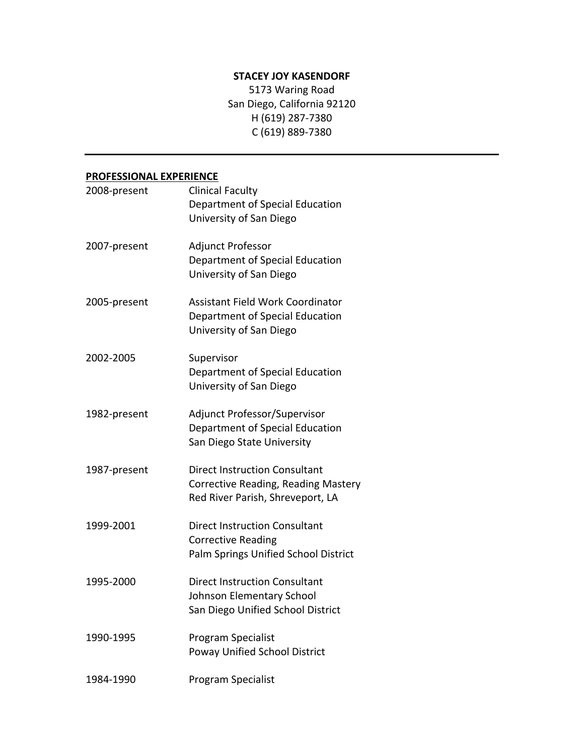**STACEY JOY KASENDORF**
5173 Waring Road
San Diego, California 92120
H (619) 287-7380
C (619) 889-7380

---

## PROFESSIONAL EXPERIENCE

| | |
|---|---|
| 2008-present | Clinical Faculty<br>Department of Special Education<br>University of San Diego |
| 2007-present | Adjunct Professor<br>Department of Special Education<br>University of San Diego |
| 2005-present | Assistant Field Work Coordinator<br>Department of Special Education<br>University of San Diego |
| 2002-2005 | Supervisor<br>Department of Special Education<br>University of San Diego |
| 1982-present | Adjunct Professor/Supervisor<br>Department of Special Education<br>San Diego State University |
| 1987-present | Direct Instruction Consultant<br>Corrective Reading, Reading Mastery<br>Red River Parish, Shreveport, LA |
| 1999-2001 | Direct Instruction Consultant<br>Corrective Reading<br>Palm Springs Unified School District |
| 1995-2000 | Direct Instruction Consultant<br>Johnson Elementary School<br>San Diego Unified School District |
| 1990-1995 | Program Specialist<br>Poway Unified School District |
| 1984-1990 | Program Specialist |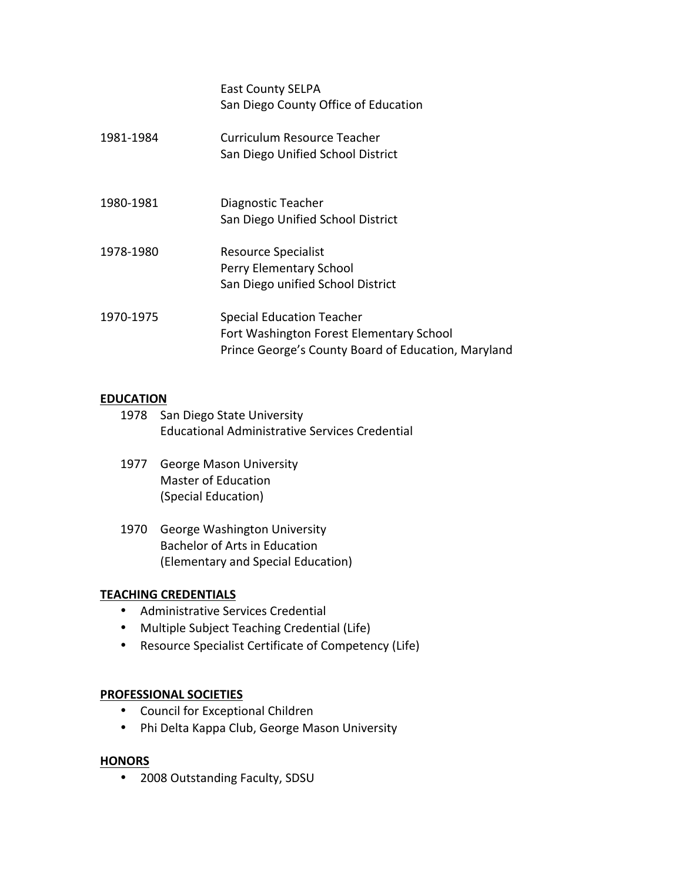East County SELPA
San Diego County Office of Education

1981-1984 Curriculum Resource Teacher
San Diego Unified School District

1980-1981 Diagnostic Teacher
San Diego Unified School District

1978-1980 Resource Specialist
Perry Elementary School
San Diego unified School District

1970-1975 Special Education Teacher
Fort Washington Forest Elementary School
Prince George's County Board of Education, Maryland

**EDUCATION**

1978 San Diego State University
Educational Administrative Services Credential

1977 George Mason University
Master of Education
(Special Education)

1970 George Washington University
Bachelor of Arts in Education
(Elementary and Special Education)

**TEACHING CREDENTIALS**

- Administrative Services Credential
- Multiple Subject Teaching Credential (Life)
- Resource Specialist Certificate of Competency (Life)

**PROFESSIONAL SOCIETIES**

- Council for Exceptional Children
- Phi Delta Kappa Club, George Mason University

**HONORS**

- 2008 Outstanding Faculty, SDSU